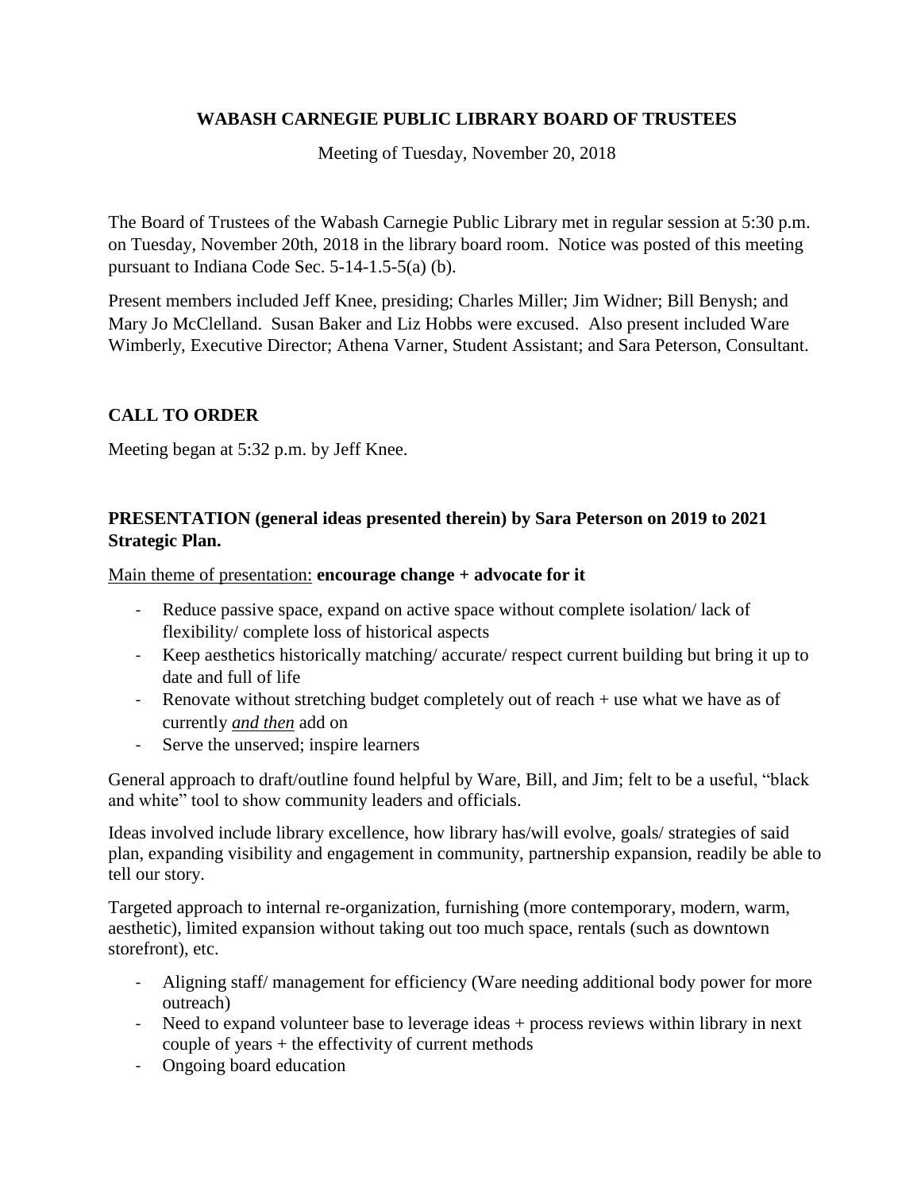# WABASH CARNEGIE PUBLIC LIBRARY BOARD OF TRUSTEES

Meeting of Tuesday, November 20, 2018

The Board of Trustees of the Wabash Carnegie Public Library met in regular session at 5:30 p.m. on Tuesday, November 20th, 2018 in the library board room. Notice was posted of this meeting pursuant to Indiana Code Sec. 5-14-1.5-5(a) (b).

Present members included Jeff Knee, presiding; Charles Miller; Jim Widner; Bill Benysh; and Mary Jo McClelland. Susan Baker and Liz Hobbs were excused. Also present included Ware Wimberly, Executive Director; Athena Varner, Student Assistant; and Sara Peterson, Consultant.

## CALL TO ORDER

Meeting began at 5:32 p.m. by Jeff Knee.

## PRESENTATION (general ideas presented therein) by Sara Peterson on 2019 to 2021 Strategic Plan.

Main theme of presentation: **encourage change + advocate for it**

- Reduce passive space, expand on active space without complete isolation/ lack of flexibility/ complete loss of historical aspects
- Keep aesthetics historically matching/ accurate/ respect current building but bring it up to date and full of life
- Renovate without stretching budget completely out of reach + use what we have as of currently ***and then*** add on
- Serve the unserved; inspire learners

General approach to draft/outline found helpful by Ware, Bill, and Jim; felt to be a useful, "black and white" tool to show community leaders and officials.

Ideas involved include library excellence, how library has/will evolve, goals/ strategies of said plan, expanding visibility and engagement in community, partnership expansion, readily be able to tell our story.

Targeted approach to internal re-organization, furnishing (more contemporary, modern, warm, aesthetic), limited expansion without taking out too much space, rentals (such as downtown storefront), etc.

- Aligning staff/ management for efficiency (Ware needing additional body power for more outreach)
- Need to expand volunteer base to leverage ideas + process reviews within library in next couple of years + the effectivity of current methods
- Ongoing board education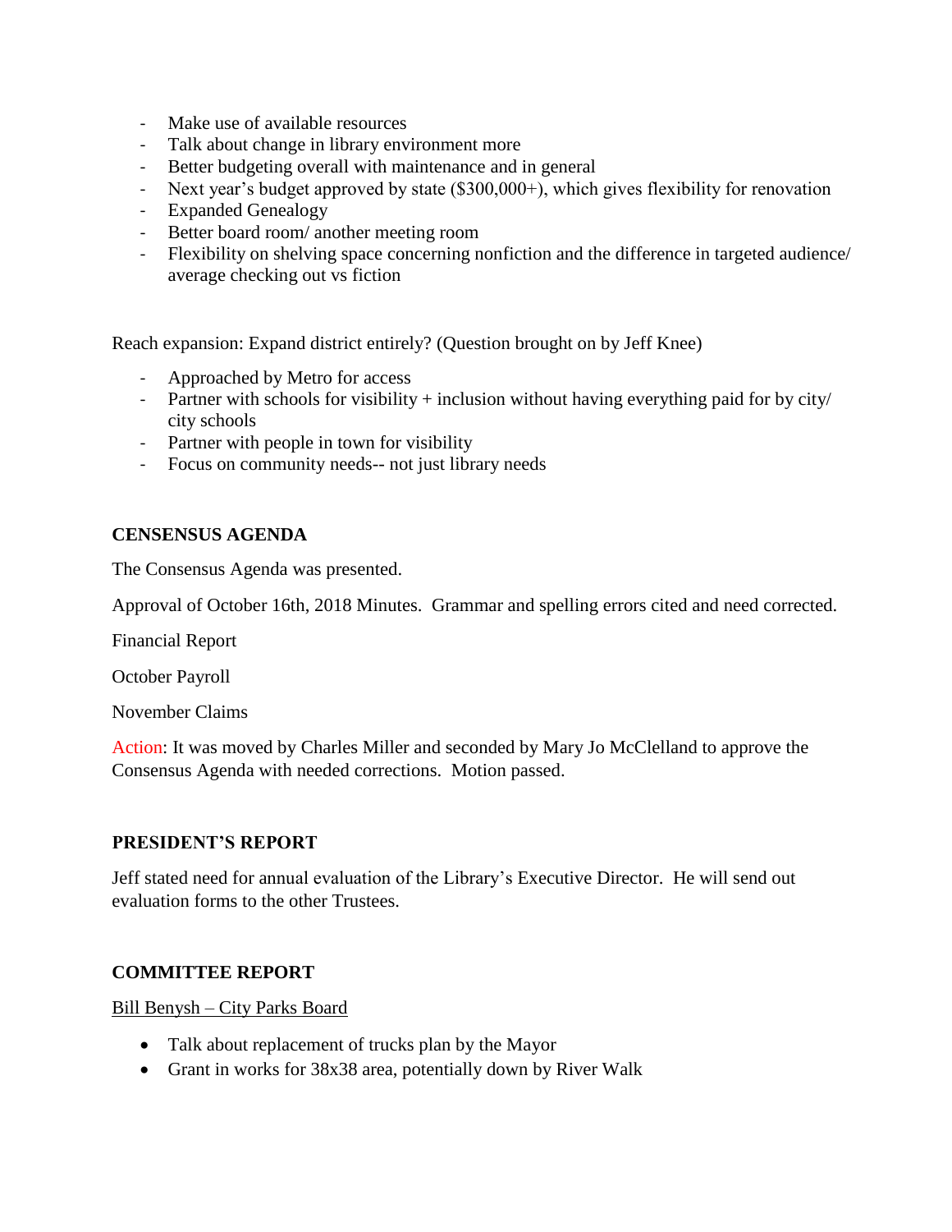- Make use of available resources
- Talk about change in library environment more
- Better budgeting overall with maintenance and in general
- Next year's budget approved by state ($300,000+), which gives flexibility for renovation
- Expanded Genealogy
- Better board room/ another meeting room
- Flexibility on shelving space concerning nonfiction and the difference in targeted audience/ average checking out vs fiction

Reach expansion: Expand district entirely? (Question brought on by Jeff Knee)

- Approached by Metro for access
- Partner with schools for visibility + inclusion without having everything paid for by city/ city schools
- Partner with people in town for visibility
- Focus on community needs-- not just library needs

**CENSENSUS AGENDA**

The Consensus Agenda was presented.

Approval of October 16th, 2018 Minutes. Grammar and spelling errors cited and need corrected.

Financial Report

October Payroll

November Claims

Action: It was moved by Charles Miller and seconded by Mary Jo McClelland to approve the Consensus Agenda with needed corrections. Motion passed.

**PRESIDENT'S REPORT**

Jeff stated need for annual evaluation of the Library's Executive Director. He will send out evaluation forms to the other Trustees.

**COMMITTEE REPORT**

Bill Benysh – City Parks Board

- Talk about replacement of trucks plan by the Mayor
- Grant in works for 38x38 area, potentially down by River Walk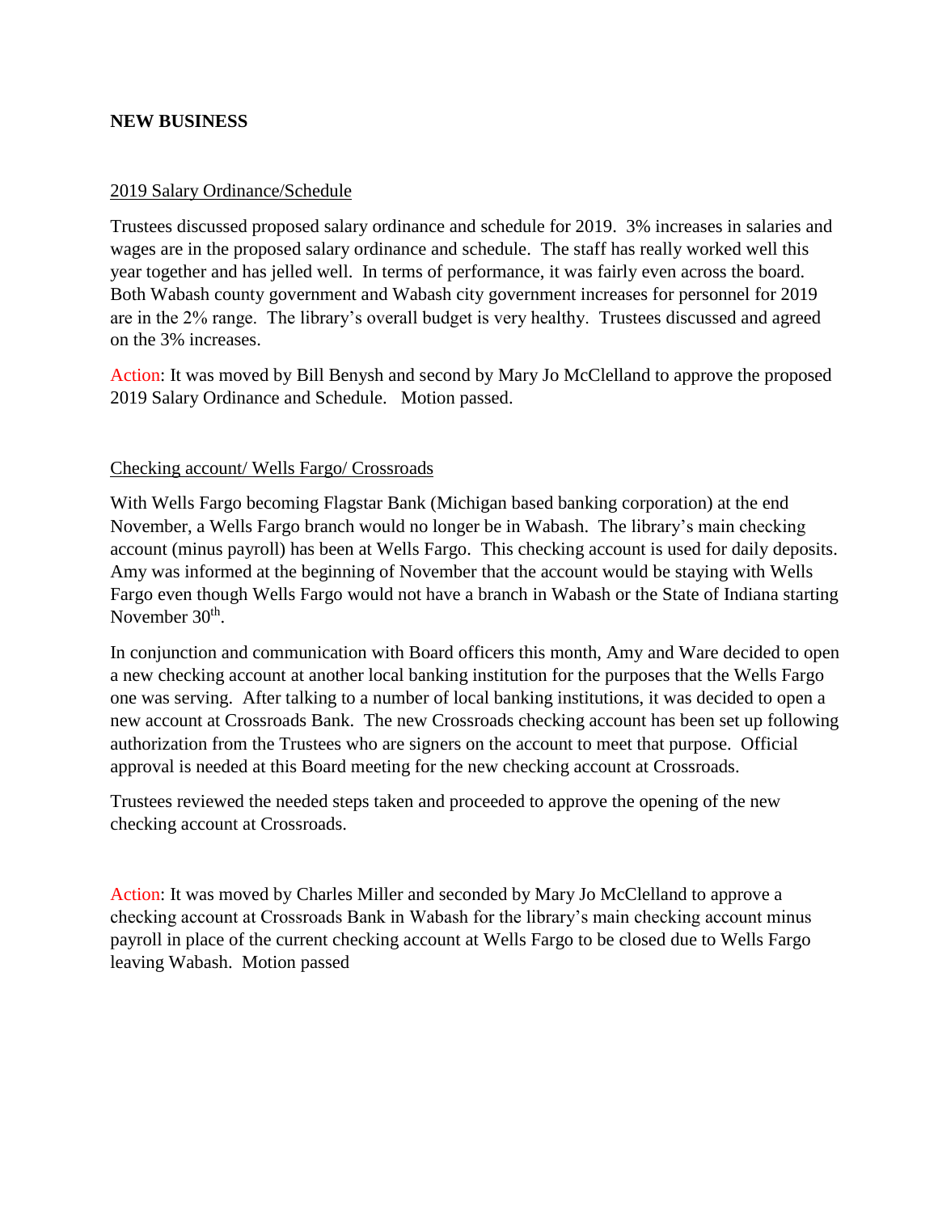**NEW BUSINESS**

2019 Salary Ordinance/Schedule

Trustees discussed proposed salary ordinance and schedule for 2019. 3% increases in salaries and wages are in the proposed salary ordinance and schedule. The staff has really worked well this year together and has jelled well. In terms of performance, it was fairly even across the board. Both Wabash county government and Wabash city government increases for personnel for 2019 are in the 2% range. The library's overall budget is very healthy. Trustees discussed and agreed on the 3% increases.

Action: It was moved by Bill Benysh and second by Mary Jo McClelland to approve the proposed 2019 Salary Ordinance and Schedule. Motion passed.

Checking account/ Wells Fargo/ Crossroads

With Wells Fargo becoming Flagstar Bank (Michigan based banking corporation) at the end November, a Wells Fargo branch would no longer be in Wabash. The library's main checking account (minus payroll) has been at Wells Fargo. This checking account is used for daily deposits. Amy was informed at the beginning of November that the account would be staying with Wells Fargo even though Wells Fargo would not have a branch in Wabash or the State of Indiana starting November 30th.

In conjunction and communication with Board officers this month, Amy and Ware decided to open a new checking account at another local banking institution for the purposes that the Wells Fargo one was serving. After talking to a number of local banking institutions, it was decided to open a new account at Crossroads Bank. The new Crossroads checking account has been set up following authorization from the Trustees who are signers on the account to meet that purpose. Official approval is needed at this Board meeting for the new checking account at Crossroads.

Trustees reviewed the needed steps taken and proceeded to approve the opening of the new checking account at Crossroads.

Action: It was moved by Charles Miller and seconded by Mary Jo McClelland to approve a checking account at Crossroads Bank in Wabash for the library's main checking account minus payroll in place of the current checking account at Wells Fargo to be closed due to Wells Fargo leaving Wabash. Motion passed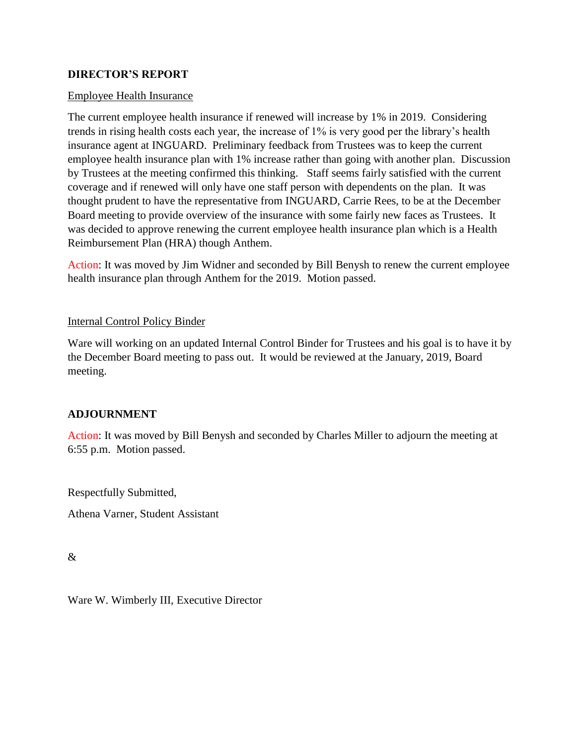**DIRECTOR'S REPORT**

Employee Health Insurance

The current employee health insurance if renewed will increase by 1% in 2019. Considering trends in rising health costs each year, the increase of 1% is very good per the library's health insurance agent at INGUARD. Preliminary feedback from Trustees was to keep the current employee health insurance plan with 1% increase rather than going with another plan. Discussion by Trustees at the meeting confirmed this thinking. Staff seems fairly satisfied with the current coverage and if renewed will only have one staff person with dependents on the plan. It was thought prudent to have the representative from INGUARD, Carrie Rees, to be at the December Board meeting to provide overview of the insurance with some fairly new faces as Trustees. It was decided to approve renewing the current employee health insurance plan which is a Health Reimbursement Plan (HRA) though Anthem.

Action: It was moved by Jim Widner and seconded by Bill Benysh to renew the current employee health insurance plan through Anthem for the 2019. Motion passed.

Internal Control Policy Binder

Ware will working on an updated Internal Control Binder for Trustees and his goal is to have it by the December Board meeting to pass out. It would be reviewed at the January, 2019, Board meeting.

**ADJOURNMENT**

Action: It was moved by Bill Benysh and seconded by Charles Miller to adjourn the meeting at 6:55 p.m. Motion passed.

Respectfully Submitted,

Athena Varner, Student Assistant

&

Ware W. Wimberly III, Executive Director